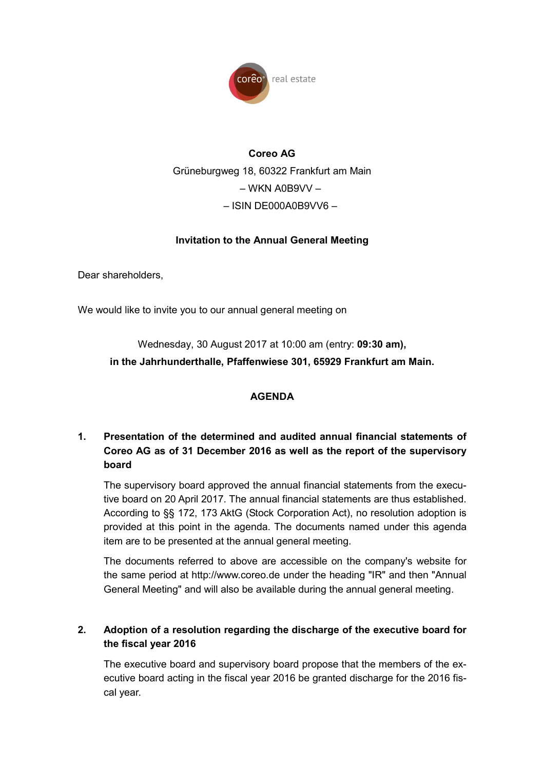**Coreo AG**

Grüneburgweg 18, 60322 Frankfurt am Main

– WKN A0B9VV –

– ISIN DE000A0B9VV6 –

**Invitation to the Annual General Meeting**

Dear shareholders,

We would like to invite you to our annual general meeting on

Wednesday, 30 August 2017 at 10:00 am (entry: **09:30 am),**
**in the Jahrhunderthalle, Pfaffenwiese 301, 65929 Frankfurt am Main.**

## AGENDA

### 1. Presentation of the determined and audited annual financial statements of Coreo AG as of 31 December 2016 as well as the report of the supervisory board

The supervisory board approved the annual financial statements from the executive board on 20 April 2017. The annual financial statements are thus established. According to §§ 172, 173 AktG (Stock Corporation Act), no resolution adoption is provided at this point in the agenda. The documents named under this agenda item are to be presented at the annual general meeting.

The documents referred to above are accessible on the company's website for the same period at http://www.coreo.de under the heading "IR" and then "Annual General Meeting" and will also be available during the annual general meeting.

### 2. Adoption of a resolution regarding the discharge of the executive board for the fiscal year 2016

The executive board and supervisory board propose that the members of the executive board acting in the fiscal year 2016 be granted discharge for the 2016 fiscal year.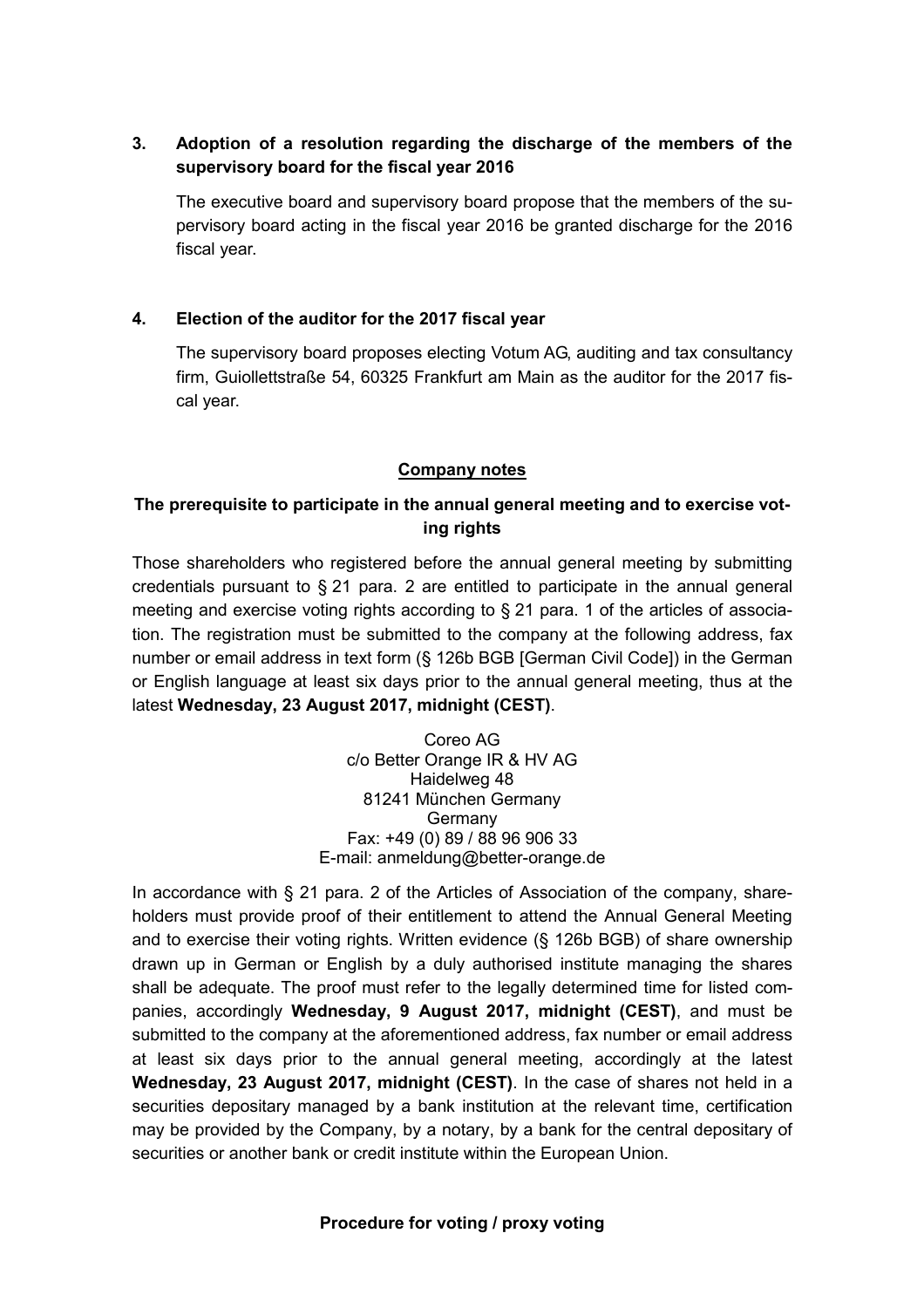**3. Adoption of a resolution regarding the discharge of the members of the supervisory board for the fiscal year 2016**

The executive board and supervisory board propose that the members of the supervisory board acting in the fiscal year 2016 be granted discharge for the 2016 fiscal year.

**4. Election of the auditor for the 2017 fiscal year**

The supervisory board proposes electing Votum AG, auditing and tax consultancy firm, Guiollettstraße 54, 60325 Frankfurt am Main as the auditor for the 2017 fiscal year.

## Company notes

### The prerequisite to participate in the annual general meeting and to exercise voting rights

Those shareholders who registered before the annual general meeting by submitting credentials pursuant to § 21 para. 2 are entitled to participate in the annual general meeting and exercise voting rights according to § 21 para. 1 of the articles of association. The registration must be submitted to the company at the following address, fax number or email address in text form (§ 126b BGB [German Civil Code]) in the German or English language at least six days prior to the annual general meeting, thus at the latest **Wednesday, 23 August 2017, midnight (CEST)**.

Coreo AG
c/o Better Orange IR & HV AG
Haidelweg 48
81241 München Germany
Germany
Fax: +49 (0) 89 / 88 96 906 33
E-mail: anmeldung@better-orange.de

In accordance with § 21 para. 2 of the Articles of Association of the company, shareholders must provide proof of their entitlement to attend the Annual General Meeting and to exercise their voting rights. Written evidence (§ 126b BGB) of share ownership drawn up in German or English by a duly authorised institute managing the shares shall be adequate. The proof must refer to the legally determined time for listed companies, accordingly **Wednesday, 9 August 2017, midnight (CEST)**, and must be submitted to the company at the aforementioned address, fax number or email address at least six days prior to the annual general meeting, accordingly at the latest **Wednesday, 23 August 2017, midnight (CEST)**. In the case of shares not held in a securities depositary managed by a bank institution at the relevant time, certification may be provided by the Company, by a notary, by a bank for the central depositary of securities or another bank or credit institute within the European Union.

### Procedure for voting / proxy voting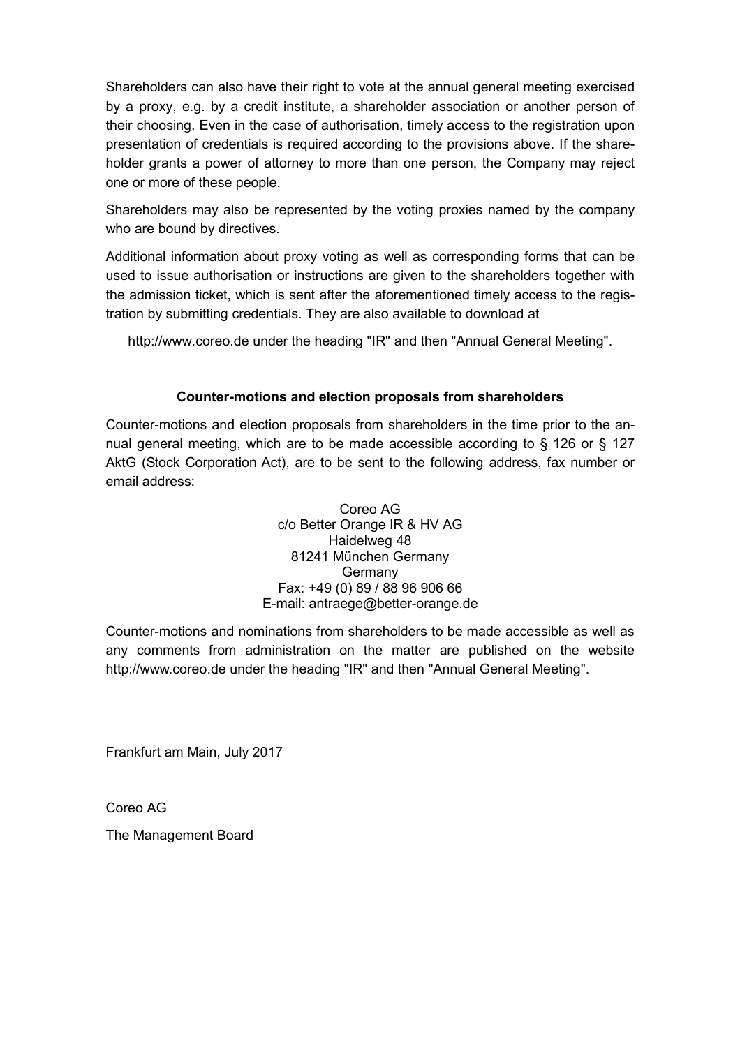Shareholders can also have their right to vote at the annual general meeting exercised by a proxy, e.g. by a credit institute, a shareholder association or another person of their choosing. Even in the case of authorisation, timely access to the registration upon presentation of credentials is required according to the provisions above. If the shareholder grants a power of attorney to more than one person, the Company may reject one or more of these people.

Shareholders may also be represented by the voting proxies named by the company who are bound by directives.

Additional information about proxy voting as well as corresponding forms that can be used to issue authorisation or instructions are given to the shareholders together with the admission ticket, which is sent after the aforementioned timely access to the registration by submitting credentials. They are also available to download at

http://www.coreo.de under the heading "IR" and then "Annual General Meeting".

**Counter-motions and election proposals from shareholders**

Counter-motions and election proposals from shareholders in the time prior to the annual general meeting, which are to be made accessible according to § 126 or § 127 AktG (Stock Corporation Act), are to be sent to the following address, fax number or email address:

Coreo AG
c/o Better Orange IR & HV AG
Haidelweg 48
81241 München Germany
Germany
Fax: +49 (0) 89 / 88 96 906 66
E-mail: antraege@better-orange.de

Counter-motions and nominations from shareholders to be made accessible as well as any comments from administration on the matter are published on the website http://www.coreo.de under the heading "IR" and then "Annual General Meeting".

Frankfurt am Main, July 2017

Coreo AG

The Management Board